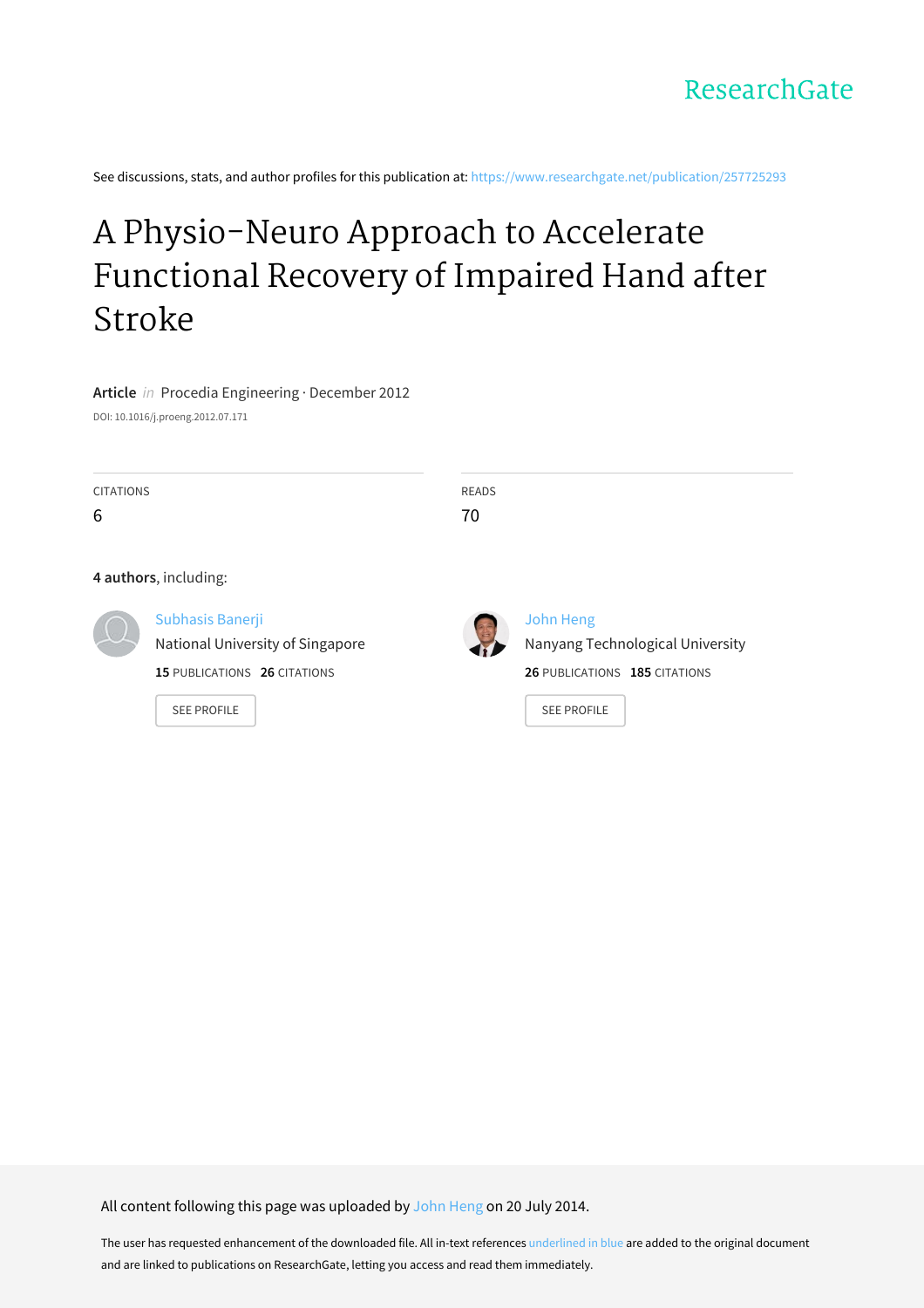ResearchGate

See discussions, stats, and author profiles for this publication at: https://www.researchgate.net/publication/257725293

# A Physio-Neuro Approach to Accelerate Functional Recovery of Impaired Hand after Stroke

**Article** *in* Procedia Engineering · December 2012

DOI: 10.1016/j.proeng.2012.07.171

CITATIONS
6

READS
70

**4 authors**, including:

Subhasis Banerji
National University of Singapore
**15** PUBLICATIONS **26** CITATIONS
SEE PROFILE

John Heng
Nanyang Technological University
**26** PUBLICATIONS **185** CITATIONS
SEE PROFILE

All content following this page was uploaded by John Heng on 20 July 2014.

The user has requested enhancement of the downloaded file. All in-text references underlined in blue are added to the original document and are linked to publications on ResearchGate, letting you access and read them immediately.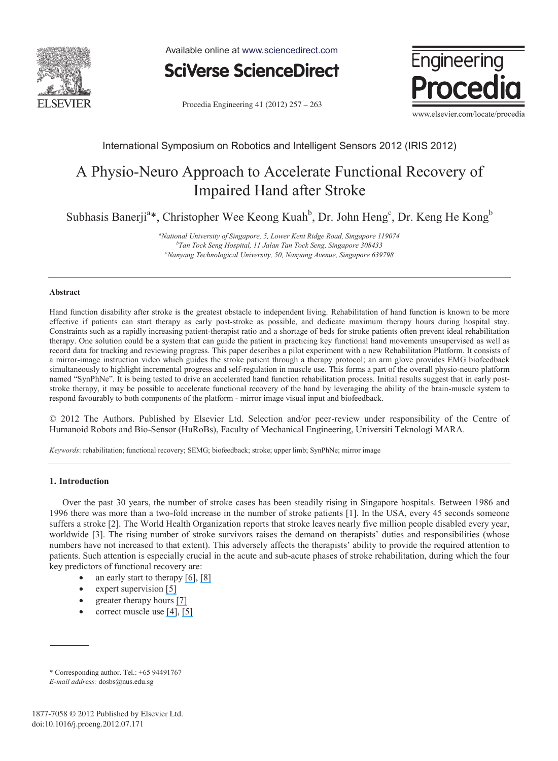International Symposium on Robotics and Intelligent Sensors 2012 (IRIS 2012)

# A Physio-Neuro Approach to Accelerate Functional Recovery of Impaired Hand after Stroke

Subhasis Banerji[a]*, Christopher Wee Keong Kuah[b], Dr. John Heng[c], Dr. Keng He Kong[b]

[a]*National University of Singapore, 5, Lower Kent Ridge Road, Singapore 119074*
[b]*Tan Tock Seng Hospital, 11 Jalan Tan Tock Seng, Singapore 308433*
[c]*Nanyang Technological University, 50, Nanyang Avenue, Singapore 639798*

---

**Abstract**

Hand function disability after stroke is the greatest obstacle to independent living. Rehabilitation of hand function is known to be more effective if patients can start therapy as early post-stroke as possible, and dedicate maximum therapy hours during hospital stay. Constraints such as a rapidly increasing patient-therapist ratio and a shortage of beds for stroke patients often prevent ideal rehabilitation therapy. One solution could be a system that can guide the patient in practicing key functional hand movements unsupervised as well as record data for tracking and reviewing progress. This paper describes a pilot experiment with a new Rehabilitation Platform. It consists of a mirror-image instruction video which guides the stroke patient through a therapy protocol; an arm glove provides EMG biofeedback simultaneously to highlight incremental progress and self-regulation in muscle use. This forms a part of the overall physio-neuro platform named "SynPhNe". It is being tested to drive an accelerated hand function rehabilitation process. Initial results suggest that in early post-stroke therapy, it may be possible to accelerate functional recovery of the hand by leveraging the ability of the brain-muscle system to respond favourably to both components of the platform - mirror image visual input and biofeedback.

© 2012 The Authors. Published by Elsevier Ltd. Selection and/or peer-review under responsibility of the Centre of Humanoid Robots and Bio-Sensor (HuRoBs), Faculty of Mechanical Engineering, Universiti Teknologi MARA.

*Keywords*: rehabilitation; functional recovery; SEMG; biofeedback; stroke; upper limb; SynPhNe; mirror image

---

## 1. Introduction

Over the past 30 years, the number of stroke cases has been steadily rising in Singapore hospitals. Between 1986 and 1996 there was more than a two-fold increase in the number of stroke patients [1]. In the USA, every 45 seconds someone suffers a stroke [2]. The World Health Organization reports that stroke leaves nearly five million people disabled every year, worldwide [3]. The rising number of stroke survivors raises the demand on therapists' duties and responsibilities (whose numbers have not increased to that extent). This adversely affects the therapists' ability to provide the required attention to patients. Such attention is especially crucial in the acute and sub-acute phases of stroke rehabilitation, during which the four key predictors of functional recovery are:

- an early start to therapy [6], [8]
- expert supervision [5]
- greater therapy hours [7]
- correct muscle use [4], [5]

\* Corresponding author. Tel.: +65 94491767
*E-mail address:* dosbs@nus.edu.sg

1877-7058 © 2012 Published by Elsevier Ltd.
doi:10.1016/j.proeng.2012.07.171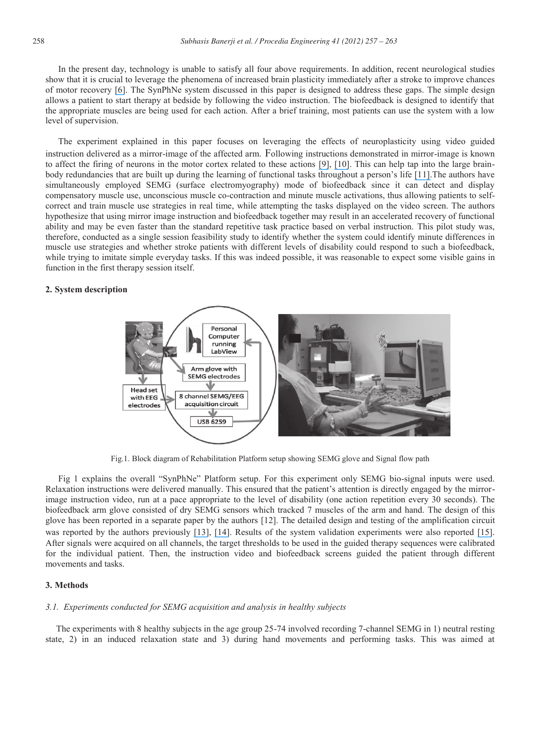In the present day, technology is unable to satisfy all four above requirements. In addition, recent neurological studies show that it is crucial to leverage the phenomena of increased brain plasticity immediately after a stroke to improve chances of motor recovery [6]. The SynPhNe system discussed in this paper is designed to address these gaps. The simple design allows a patient to start therapy at bedside by following the video instruction. The biofeedback is designed to identify that the appropriate muscles are being used for each action. After a brief training, most patients can use the system with a low level of supervision.

The experiment explained in this paper focuses on leveraging the effects of neuroplasticity using video guided instruction delivered as a mirror-image of the affected arm. Following instructions demonstrated in mirror-image is known to affect the firing of neurons in the motor cortex related to these actions [9], [10]. This can help tap into the large brain-body redundancies that are built up during the learning of functional tasks throughout a person's life [11].The authors have simultaneously employed SEMG (surface electromyography) mode of biofeedback since it can detect and display compensatory muscle use, unconscious muscle co-contraction and minute muscle activations, thus allowing patients to self-correct and train muscle use strategies in real time, while attempting the tasks displayed on the video screen. The authors hypothesize that using mirror image instruction and biofeedback together may result in an accelerated recovery of functional ability and may be even faster than the standard repetitive task practice based on verbal instruction. This pilot study was, therefore, conducted as a single session feasibility study to identify whether the system could identify minute differences in muscle use strategies and whether stroke patients with different levels of disability could respond to such a biofeedback, while trying to imitate simple everyday tasks. If this was indeed possible, it was reasonable to expect some visible gains in function in the first therapy session itself.

## 2. System description

Fig.1. Block diagram of Rehabilitation Platform setup showing SEMG glove and Signal flow path

Fig 1 explains the overall "SynPhNe" Platform setup. For this experiment only SEMG bio-signal inputs were used. Relaxation instructions were delivered manually. This ensured that the patient's attention is directly engaged by the mirror-image instruction video, run at a pace appropriate to the level of disability (one action repetition every 30 seconds). The biofeedback arm glove consisted of dry SEMG sensors which tracked 7 muscles of the arm and hand. The design of this glove has been reported in a separate paper by the authors [12]. The detailed design and testing of the amplification circuit was reported by the authors previously [13], [14]. Results of the system validation experiments were also reported [15]. After signals were acquired on all channels, the target thresholds to be used in the guided therapy sequences were calibrated for the individual patient. Then, the instruction video and biofeedback screens guided the patient through different movements and tasks.

## 3. Methods

### *3.1. Experiments conducted for SEMG acquisition and analysis in healthy subjects*

The experiments with 8 healthy subjects in the age group 25-74 involved recording 7-channel SEMG in 1) neutral resting state, 2) in an induced relaxation state and 3) during hand movements and performing tasks. This was aimed at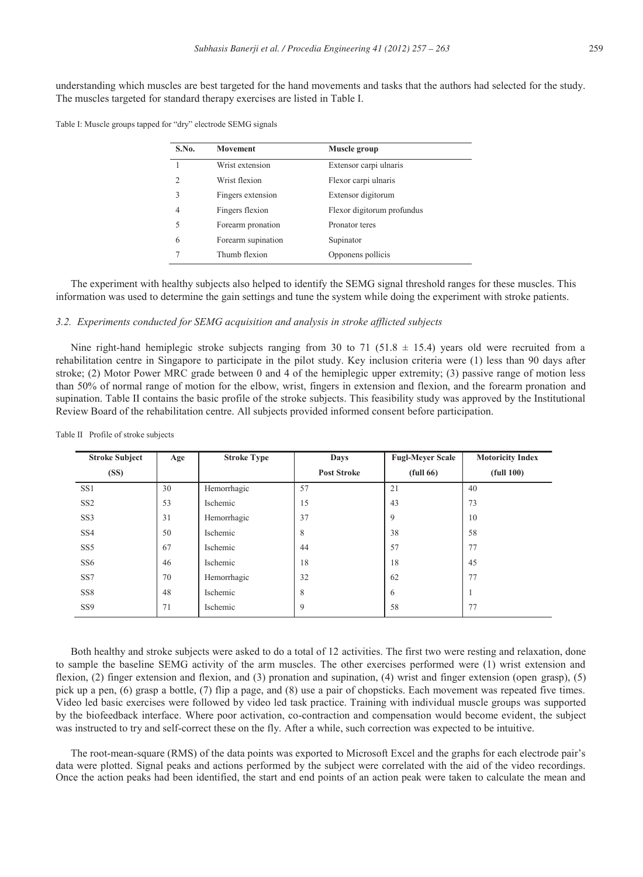understanding which muscles are best targeted for the hand movements and tasks that the authors had selected for the study. The muscles targeted for standard therapy exercises are listed in Table I.

Table I: Muscle groups tapped for "dry" electrode SEMG signals

| S.No. | Movement | Muscle group |
|---|---|---|
| 1 | Wrist extension | Extensor carpi ulnaris |
| 2 | Wrist flexion | Flexor carpi ulnaris |
| 3 | Fingers extension | Extensor digitorum |
| 4 | Fingers flexion | Flexor digitorum profundus |
| 5 | Forearm pronation | Pronator teres |
| 6 | Forearm supination | Supinator |
| 7 | Thumb flexion | Opponens pollicis |

The experiment with healthy subjects also helped to identify the SEMG signal threshold ranges for these muscles. This information was used to determine the gain settings and tune the system while doing the experiment with stroke patients.

### *3.2. Experiments conducted for SEMG acquisition and analysis in stroke afflicted subjects*

Nine right-hand hemiplegic stroke subjects ranging from 30 to 71 ($51.8 \pm 15.4$) years old were recruited from a rehabilitation centre in Singapore to participate in the pilot study. Key inclusion criteria were (1) less than 90 days after stroke; (2) Motor Power MRC grade between 0 and 4 of the hemiplegic upper extremity; (3) passive range of motion less than 50% of normal range of motion for the elbow, wrist, fingers in extension and flexion, and the forearm pronation and supination. Table II contains the basic profile of the stroke subjects. This feasibility study was approved by the Institutional Review Board of the rehabilitation centre. All subjects provided informed consent before participation.

Table II Profile of stroke subjects

| Stroke Subject (SS) | Age | Stroke Type | Days Post Stroke | Fugl-Meyer Scale (full 66) | Motoricity Index (full 100) |
|---|---|---|---|---|---|
| SS1 | 30 | Hemorrhagic | 57 | 21 | 40 |
| SS2 | 53 | Ischemic | 15 | 43 | 73 |
| SS3 | 31 | Hemorrhagic | 37 | 9 | 10 |
| SS4 | 50 | Ischemic | 8 | 38 | 58 |
| SS5 | 67 | Ischemic | 44 | 57 | 77 |
| SS6 | 46 | Ischemic | 18 | 18 | 45 |
| SS7 | 70 | Hemorrhagic | 32 | 62 | 77 |
| SS8 | 48 | Ischemic | 8 | 6 | 1 |
| SS9 | 71 | Ischemic | 9 | 58 | 77 |

Both healthy and stroke subjects were asked to do a total of 12 activities. The first two were resting and relaxation, done to sample the baseline SEMG activity of the arm muscles. The other exercises performed were (1) wrist extension and flexion, (2) finger extension and flexion, and (3) pronation and supination, (4) wrist and finger extension (open grasp), (5) pick up a pen, (6) grasp a bottle, (7) flip a page, and (8) use a pair of chopsticks. Each movement was repeated five times. Video led basic exercises were followed by video led task practice. Training with individual muscle groups was supported by the biofeedback interface. Where poor activation, co-contraction and compensation would become evident, the subject was instructed to try and self-correct these on the fly. After a while, such correction was expected to be intuitive.

The root-mean-square (RMS) of the data points was exported to Microsoft Excel and the graphs for each electrode pair's data were plotted. Signal peaks and actions performed by the subject were correlated with the aid of the video recordings. Once the action peaks had been identified, the start and end points of an action peak were taken to calculate the mean and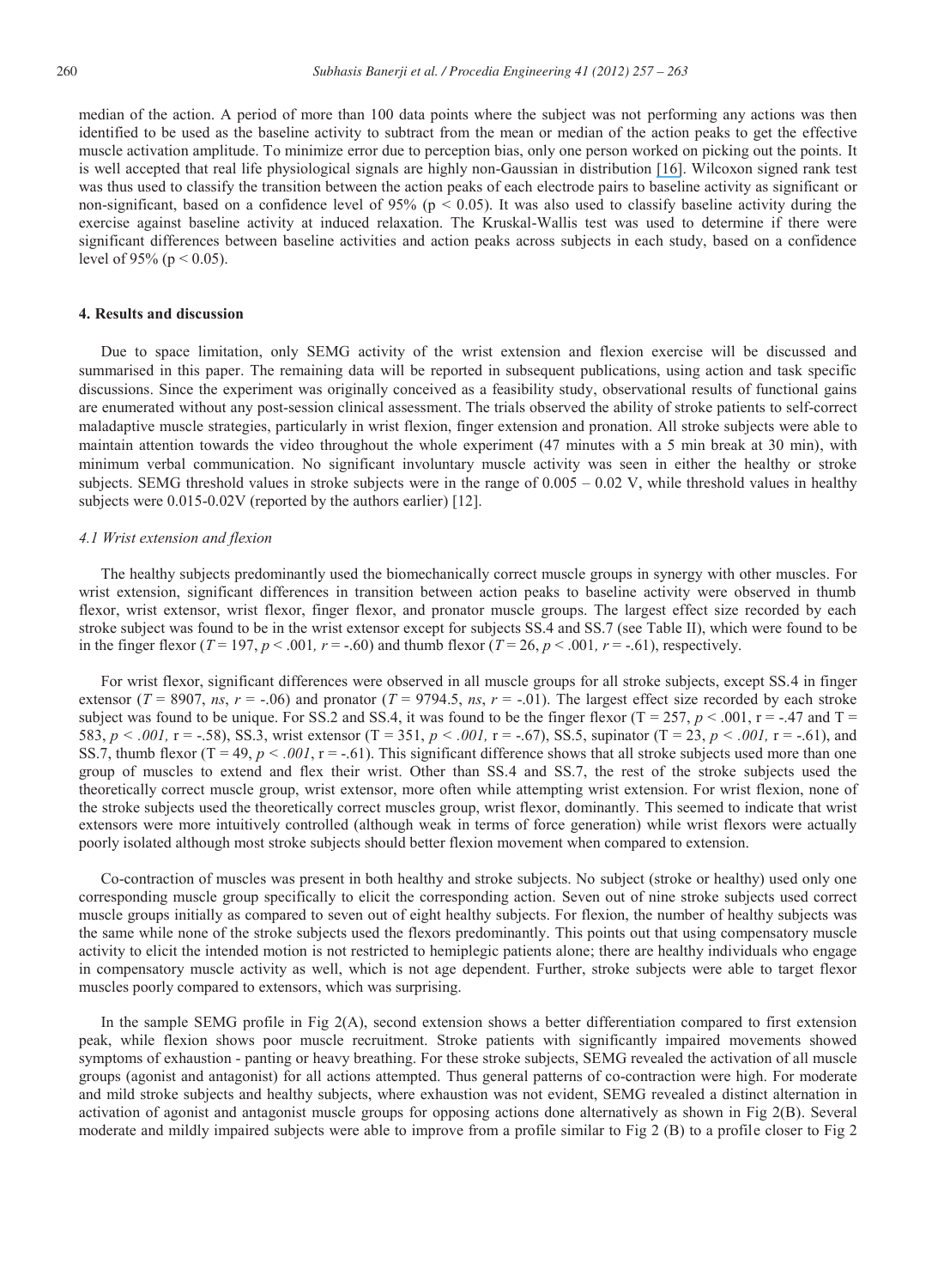median of the action. A period of more than 100 data points where the subject was not performing any actions was then identified to be used as the baseline activity to subtract from the mean or median of the action peaks to get the effective muscle activation amplitude. To minimize error due to perception bias, only one person worked on picking out the points. It is well accepted that real life physiological signals are highly non-Gaussian in distribution [16]. Wilcoxon signed rank test was thus used to classify the transition between the action peaks of each electrode pairs to baseline activity as significant or non-significant, based on a confidence level of 95% ($p < 0.05$). It was also used to classify baseline activity during the exercise against baseline activity at induced relaxation. The Kruskal-Wallis test was used to determine if there were significant differences between baseline activities and action peaks across subjects in each study, based on a confidence level of 95% ($p < 0.05$).

## 4. Results and discussion

Due to space limitation, only SEMG activity of the wrist extension and flexion exercise will be discussed and summarised in this paper. The remaining data will be reported in subsequent publications, using action and task specific discussions. Since the experiment was originally conceived as a feasibility study, observational results of functional gains are enumerated without any post-session clinical assessment. The trials observed the ability of stroke patients to self-correct maladaptive muscle strategies, particularly in wrist flexion, finger extension and pronation. All stroke subjects were able to maintain attention towards the video throughout the whole experiment (47 minutes with a 5 min break at 30 min), with minimum verbal communication. No significant involuntary muscle activity was seen in either the healthy or stroke subjects. SEMG threshold values in stroke subjects were in the range of 0.005 – 0.02 V, while threshold values in healthy subjects were 0.015-0.02V (reported by the authors earlier) [12].

### 4.1 Wrist extension and flexion

The healthy subjects predominantly used the biomechanically correct muscle groups in synergy with other muscles. For wrist extension, significant differences in transition between action peaks to baseline activity were observed in thumb flexor, wrist extensor, wrist flexor, finger flexor, and pronator muscle groups. The largest effect size recorded by each stroke subject was found to be in the wrist extensor except for subjects SS.4 and SS.7 (see Table II), which were found to be in the finger flexor ($T = 197$, $p < .001$, $r = -.60$) and thumb flexor ($T = 26$, $p < .001$, $r = -.61$), respectively.

For wrist flexor, significant differences were observed in all muscle groups for all stroke subjects, except SS.4 in finger extensor ($T = 8907$, *ns*, $r = -.06$) and pronator ($T = 9794.5$, *ns*, $r = -.01$). The largest effect size recorded by each stroke subject was found to be unique. For SS.2 and SS.4, it was found to be the finger flexor ($T = 257$, $p < .001$, $r = -.47$ and $T = 583$, $p < .001$, $r = -.58$), SS.3, wrist extensor ($T = 351$, $p < .001$, $r = -.67$), SS.5, supinator ($T = 23$, $p < .001$, $r = -.61$), and SS.7, thumb flexor ($T = 49$, $p < .001$, $r = -.61$). This significant difference shows that all stroke subjects used more than one group of muscles to extend and flex their wrist. Other than SS.4 and SS.7, the rest of the stroke subjects used the theoretically correct muscle group, wrist extensor, more often while attempting wrist extension. For wrist flexion, none of the stroke subjects used the theoretically correct muscles group, wrist flexor, dominantly. This seemed to indicate that wrist extensors were more intuitively controlled (although weak in terms of force generation) while wrist flexors were actually poorly isolated although most stroke subjects should better flexion movement when compared to extension.

Co-contraction of muscles was present in both healthy and stroke subjects. No subject (stroke or healthy) used only one corresponding muscle group specifically to elicit the corresponding action. Seven out of nine stroke subjects used correct muscle groups initially as compared to seven out of eight healthy subjects. For flexion, the number of healthy subjects was the same while none of the stroke subjects used the flexors predominantly. This points out that using compensatory muscle activity to elicit the intended motion is not restricted to hemiplegic patients alone; there are healthy individuals who engage in compensatory muscle activity as well, which is not age dependent. Further, stroke subjects were able to target flexor muscles poorly compared to extensors, which was surprising.

In the sample SEMG profile in Fig 2(A), second extension shows a better differentiation compared to first extension peak, while flexion shows poor muscle recruitment. Stroke patients with significantly impaired movements showed symptoms of exhaustion - panting or heavy breathing. For these stroke subjects, SEMG revealed the activation of all muscle groups (agonist and antagonist) for all actions attempted. Thus general patterns of co-contraction were high. For moderate and mild stroke subjects and healthy subjects, where exhaustion was not evident, SEMG revealed a distinct alternation in activation of agonist and antagonist muscle groups for opposing actions done alternatively as shown in Fig 2(B). Several moderate and mildly impaired subjects were able to improve from a profile similar to Fig 2 (B) to a profile closer to Fig 2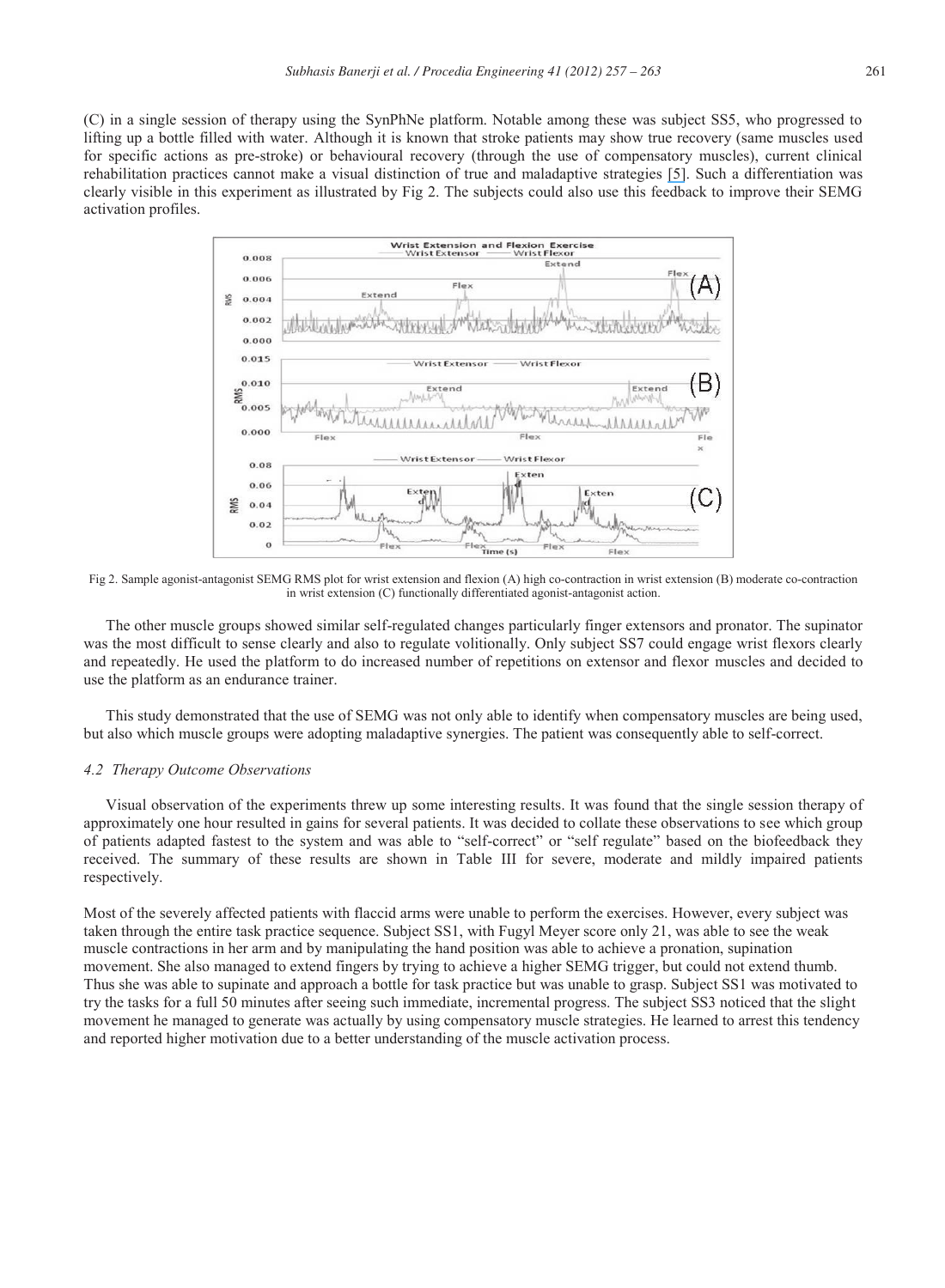(C) in a single session of therapy using the SynPhNe platform. Notable among these was subject SS5, who progressed to lifting up a bottle filled with water. Although it is known that stroke patients may show true recovery (same muscles used for specific actions as pre-stroke) or behavioural recovery (through the use of compensatory muscles), current clinical rehabilitation practices cannot make a visual distinction of true and maladaptive strategies [5]. Such a differentiation was clearly visible in this experiment as illustrated by Fig 2. The subjects could also use this feedback to improve their SEMG activation profiles.

Fig 2. Sample agonist-antagonist SEMG RMS plot for wrist extension and flexion (A) high co-contraction in wrist extension (B) moderate co-contraction in wrist extension (C) functionally differentiated agonist-antagonist action.

The other muscle groups showed similar self-regulated changes particularly finger extensors and pronator. The supinator was the most difficult to sense clearly and also to regulate volitionally. Only subject SS7 could engage wrist flexors clearly and repeatedly. He used the platform to do increased number of repetitions on extensor and flexor muscles and decided to use the platform as an endurance trainer.

This study demonstrated that the use of SEMG was not only able to identify when compensatory muscles are being used, but also which muscle groups were adopting maladaptive synergies. The patient was consequently able to self-correct.

### 4.2 Therapy Outcome Observations

Visual observation of the experiments threw up some interesting results. It was found that the single session therapy of approximately one hour resulted in gains for several patients. It was decided to collate these observations to see which group of patients adapted fastest to the system and was able to "self-correct" or "self regulate" based on the biofeedback they received. The summary of these results are shown in Table III for severe, moderate and mildly impaired patients respectively.

Most of the severely affected patients with flaccid arms were unable to perform the exercises. However, every subject was taken through the entire task practice sequence. Subject SS1, with Fugyl Meyer score only 21, was able to see the weak muscle contractions in her arm and by manipulating the hand position was able to achieve a pronation, supination movement. She also managed to extend fingers by trying to achieve a higher SEMG trigger, but could not extend thumb. Thus she was able to supinate and approach a bottle for task practice but was unable to grasp. Subject SS1 was motivated to try the tasks for a full 50 minutes after seeing such immediate, incremental progress. The subject SS3 noticed that the slight movement he managed to generate was actually by using compensatory muscle strategies. He learned to arrest this tendency and reported higher motivation due to a better understanding of the muscle activation process.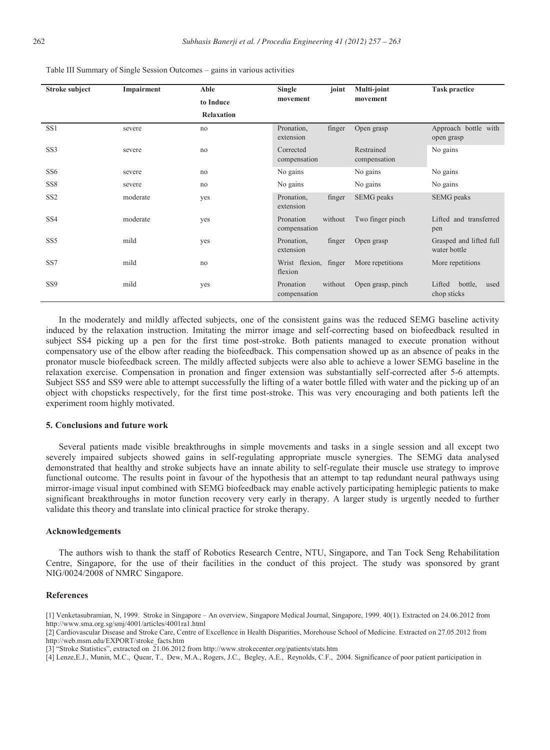Table III Summary of Single Session Outcomes – gains in various activities

| Stroke subject | Impairment | Able to Induce Relaxation | Single joint movement | Multi-joint movement | Task practice |
|---|---|---|---|---|---|
| SS1 | severe | no | Pronation, finger extension | Open grasp | Approach bottle with open grasp |
| SS3 | severe | no | Corrected compensation | Restrained compensation | No gains |
| SS6 | severe | no | No gains | No gains | No gains |
| SS8 | severe | no | No gains | No gains | No gains |
| SS2 | moderate | yes | Pronation, finger extension | SEMG peaks | SEMG peaks |
| SS4 | moderate | yes | Pronation without compensation | Two finger pinch | Lifted and transferred pen |
| SS5 | mild | yes | Pronation, finger extension | Open grasp | Grasped and lifted full water bottle |
| SS7 | mild | no | Wrist flexion, finger flexion | More repetitions | More repetitions |
| SS9 | mild | yes | Pronation without compensation | Open grasp, pinch | Lifted bottle, used chop sticks |

In the moderately and mildly affected subjects, one of the consistent gains was the reduced SEMG baseline activity induced by the relaxation instruction. Imitating the mirror image and self-correcting based on biofeedback resulted in subject SS4 picking up a pen for the first time post-stroke. Both patients managed to execute pronation without compensatory use of the elbow after reading the biofeedback. This compensation showed up as an absence of peaks in the pronator muscle biofeedback screen. The mildly affected subjects were also able to achieve a lower SEMG baseline in the relaxation exercise. Compensation in pronation and finger extension was substantially self-corrected after 5-6 attempts. Subject SS5 and SS9 were able to attempt successfully the lifting of a water bottle filled with water and the picking up of an object with chopsticks respectively, for the first time post-stroke. This was very encouraging and both patients left the experiment room highly motivated.

## 5. Conclusions and future work

Several patients made visible breakthroughs in simple movements and tasks in a single session and all except two severely impaired subjects showed gains in self-regulating appropriate muscle synergies. The SEMG data analysed demonstrated that healthy and stroke subjects have an innate ability to self-regulate their muscle use strategy to improve functional outcome. The results point in favour of the hypothesis that an attempt to tap redundant neural pathways using mirror-image visual input combined with SEMG biofeedback may enable actively participating hemiplegic patients to make significant breakthroughs in motor function recovery very early in therapy. A larger study is urgently needed to further validate this theory and translate into clinical practice for stroke therapy.

## Acknowledgements

The authors wish to thank the staff of Robotics Research Centre, NTU, Singapore, and Tan Tock Seng Rehabilitation Centre, Singapore, for the use of their facilities in the conduct of this project. The study was sponsored by grant NIG/0024/2008 of NMRC Singapore.

## References

[1] Venketasubramian, N, 1999. Stroke in Singapore – An overview, Singapore Medical Journal, Singapore, 1999. 40(1). Extracted on 24.06.2012 from http://www.sma.org.sg/smj/4001/articles/4001ra1.html

[2] Cardiovascular Disease and Stroke Care, Centre of Excellence in Health Disparities, Morehouse School of Medicine. Extracted on 27.05.2012 from http://web.msm.edu/EXPORT/stroke_facts.htm

[3] "Stroke Statistics", extracted on 21.06.2012 from http://www.strokecenter.org/patients/stats.htm

[4] Lenze,E.J., Munin, M.C., Quear, T., Dew, M.A., Rogers, J.C., Begley, A.E., Reynolds, C.F., 2004. Significance of poor patient participation in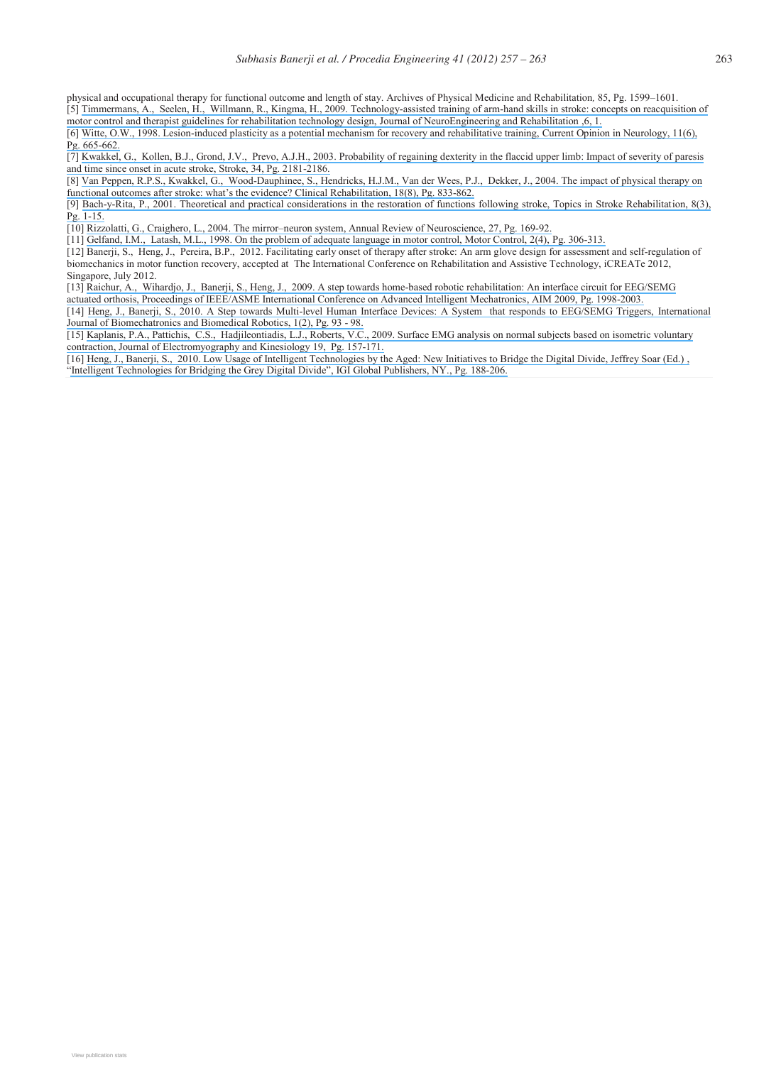physical and occupational therapy for functional outcome and length of stay. Archives of Physical Medicine and Rehabilitation, 85, Pg. 1599–1601.

[5] Timmermans, A., Seelen, H., Willmann, R., Kingma, H., 2009. Technology-assisted training of arm-hand skills in stroke: concepts on reacquisition of motor control and therapist guidelines for rehabilitation technology design, Journal of NeuroEngineering and Rehabilitation ,6, 1.

[6] Witte, O.W., 1998. Lesion-induced plasticity as a potential mechanism for recovery and rehabilitative training, Current Opinion in Neurology, 11(6), Pg. 665-662.

[7] Kwakkel, G., Kollen, B.J., Grond, J.V., Prevo, A.J.H., 2003. Probability of regaining dexterity in the flaccid upper limb: Impact of severity of paresis and time since onset in acute stroke, Stroke, 34, Pg. 2181-2186.

[8] Van Peppen, R.P.S., Kwakkel, G., Wood-Dauphinee, S., Hendricks, H.J.M., Van der Wees, P.J., Dekker, J., 2004. The impact of physical therapy on functional outcomes after stroke: what's the evidence? Clinical Rehabilitation, 18(8), Pg. 833-862.

[9] Bach-y-Rita, P., 2001. Theoretical and practical considerations in the restoration of functions following stroke, Topics in Stroke Rehabilitation, 8(3), Pg. 1-15.

[10] Rizzolatti, G., Craighero, L., 2004. The mirror–neuron system, Annual Review of Neuroscience, 27, Pg. 169-92.

[11] Gelfand, I.M., Latash, M.L., 1998. On the problem of adequate language in motor control, Motor Control, 2(4), Pg. 306-313.

[12] Banerji, S., Heng, J., Pereira, B.P., 2012. Facilitating early onset of therapy after stroke: An arm glove design for assessment and self-regulation of biomechanics in motor function recovery, accepted at The International Conference on Rehabilitation and Assistive Technology, iCREATe 2012, Singapore, July 2012.

[13] Raichur, A., Wihardjo, J., Banerji, S., Heng, J., 2009. A step towards home-based robotic rehabilitation: An interface circuit for EEG/SEMG actuated orthosis, Proceedings of IEEE/ASME International Conference on Advanced Intelligent Mechatronics, AIM 2009, Pg. 1998-2003.

[14] Heng, J., Banerji, S., 2010. A Step towards Multi-level Human Interface Devices: A System that responds to EEG/SEMG Triggers, International Journal of Biomechatronics and Biomedical Robotics, 1(2), Pg. 93 - 98.

[15] Kaplanis, P.A., Pattichis, C.S., Hadjileontiadis, L.J., Roberts, V.C., 2009. Surface EMG analysis on normal subjects based on isometric voluntary contraction, Journal of Electromyography and Kinesiology 19, Pg. 157-171.

[16] Heng, J., Banerji, S., 2010. Low Usage of Intelligent Technologies by the Aged: New Initiatives to Bridge the Digital Divide, Jeffrey Soar (Ed.) , "Intelligent Technologies for Bridging the Grey Digital Divide", IGI Global Publishers, NY., Pg. 188-206.